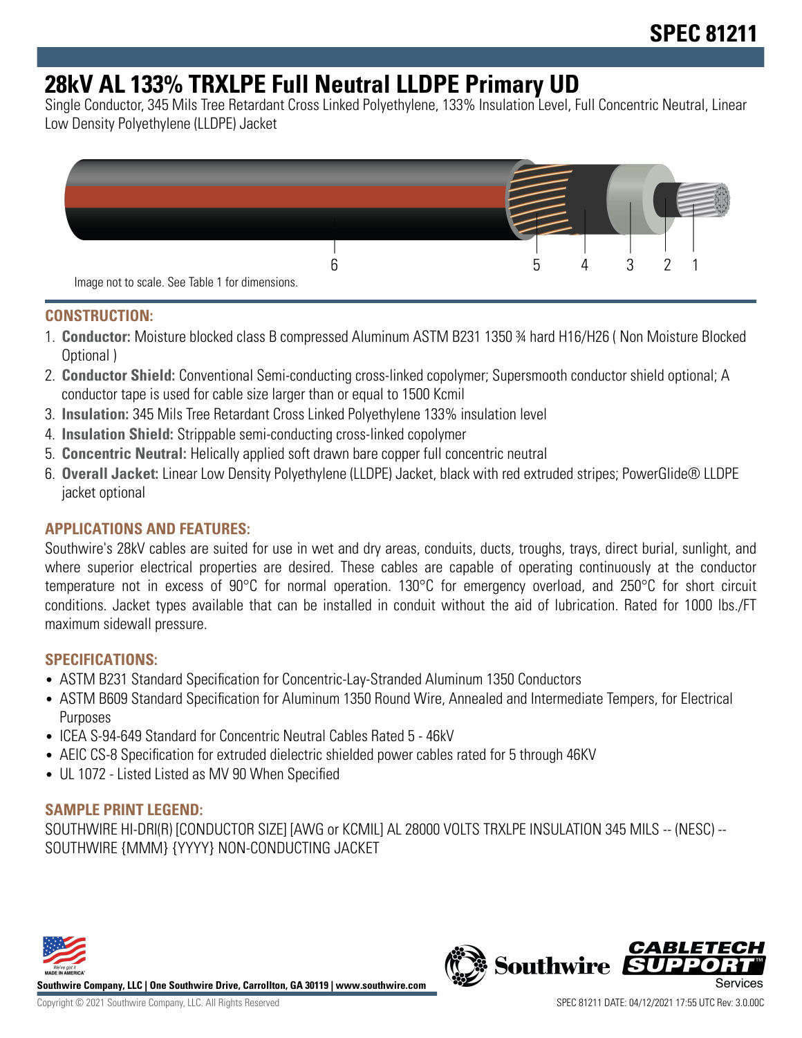# 28kV AL 133% TRXLPE Full Neutral LLDPE Primary UD

Single Conductor, 345 Mils Tree Retardant Cross Linked Polyethylene, 133% Insulation Level, Full Concentric Neutral, Linear Low Density Polyethylene (LLDPE) Jacket

Image not to scale. See Table 1 for dimensions.

## CONSTRUCTION:

1. **Conductor:** Moisture blocked class B compressed Aluminum ASTM B231 1350 ¾ hard H16/H26 ( Non Moisture Blocked Optional )
2. **Conductor Shield:** Conventional Semi-conducting cross-linked copolymer; Supersmooth conductor shield optional; A conductor tape is used for cable size larger than or equal to 1500 Kcmil
3. **Insulation:** 345 Mils Tree Retardant Cross Linked Polyethylene 133% insulation level
4. **Insulation Shield:** Strippable semi-conducting cross-linked copolymer
5. **Concentric Neutral:** Helically applied soft drawn bare copper full concentric neutral
6. **Overall Jacket:** Linear Low Density Polyethylene (LLDPE) Jacket, black with red extruded stripes; PowerGlide® LLDPE jacket optional

## APPLICATIONS AND FEATURES:

Southwire's 28kV cables are suited for use in wet and dry areas, conduits, ducts, troughs, trays, direct burial, sunlight, and where superior electrical properties are desired. These cables are capable of operating continuously at the conductor temperature not in excess of 90°C for normal operation. 130°C for emergency overload, and 250°C for short circuit conditions. Jacket types available that can be installed in conduit without the aid of lubrication. Rated for 1000 lbs./FT maximum sidewall pressure.

## SPECIFICATIONS:

- ASTM B231 Standard Specification for Concentric-Lay-Stranded Aluminum 1350 Conductors
- ASTM B609 Standard Specification for Aluminum 1350 Round Wire, Annealed and Intermediate Tempers, for Electrical Purposes
- ICEA S-94-649 Standard for Concentric Neutral Cables Rated 5 - 46kV
- AEIC CS-8 Specification for extruded dielectric shielded power cables rated for 5 through 46KV
- UL 1072 - Listed Listed as MV 90 When Specified

## SAMPLE PRINT LEGEND:

SOUTHWIRE HI-DRI(R) [CONDUCTOR SIZE] [AWG or KCMIL] AL 28000 VOLTS TRXLPE INSULATION 345 MILS -- (NESC) -- SOUTHWIRE {MMM} {YYYY} NON-CONDUCTING JACKET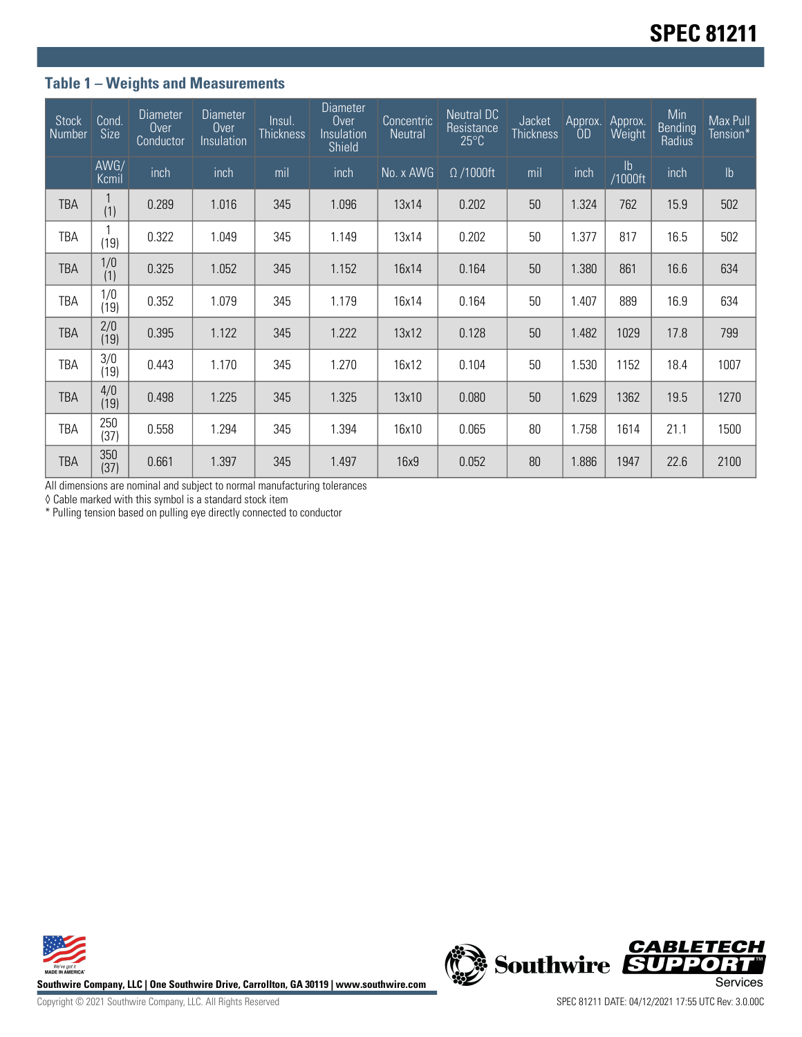## Table 1 – Weights and Measurements

| Stock Number | Cond. Size | Diameter Over Conductor | Diameter Over Insulation | Insul. Thickness | Diameter Over Insulation Shield | Concentric Neutral | Neutral DC Resistance 25°C | Jacket Thickness | Approx. OD | Approx. Weight | Min Bending Radius | Max Pull Tension* |
|---|---|---|---|---|---|---|---|---|---|---|---|---|
| | AWG/ Kcmil | inch | inch | mil | inch | No. x AWG | Ω /1000ft | mil | inch | lb /1000ft | inch | lb |
| TBA | 1 (1) | 0.289 | 1.016 | 345 | 1.096 | 13x14 | 0.202 | 50 | 1.324 | 762 | 15.9 | 502 |
| TBA | 1 (19) | 0.322 | 1.049 | 345 | 1.149 | 13x14 | 0.202 | 50 | 1.377 | 817 | 16.5 | 502 |
| TBA | 1/0 (1) | 0.325 | 1.052 | 345 | 1.152 | 16x14 | 0.164 | 50 | 1.380 | 861 | 16.6 | 634 |
| TBA | 1/0 (19) | 0.352 | 1.079 | 345 | 1.179 | 16x14 | 0.164 | 50 | 1.407 | 889 | 16.9 | 634 |
| TBA | 2/0 (19) | 0.395 | 1.122 | 345 | 1.222 | 13x12 | 0.128 | 50 | 1.482 | 1029 | 17.8 | 799 |
| TBA | 3/0 (19) | 0.443 | 1.170 | 345 | 1.270 | 16x12 | 0.104 | 50 | 1.530 | 1152 | 18.4 | 1007 |
| TBA | 4/0 (19) | 0.498 | 1.225 | 345 | 1.325 | 13x10 | 0.080 | 50 | 1.629 | 1362 | 19.5 | 1270 |
| TBA | 250 (37) | 0.558 | 1.294 | 345 | 1.394 | 16x10 | 0.065 | 80 | 1.758 | 1614 | 21.1 | 1500 |
| TBA | 350 (37) | 0.661 | 1.397 | 345 | 1.497 | 16x9 | 0.052 | 80 | 1.886 | 1947 | 22.6 | 2100 |

All dimensions are nominal and subject to normal manufacturing tolerances

◊ Cable marked with this symbol is a standard stock item

* Pulling tension based on pulling eye directly connected to conductor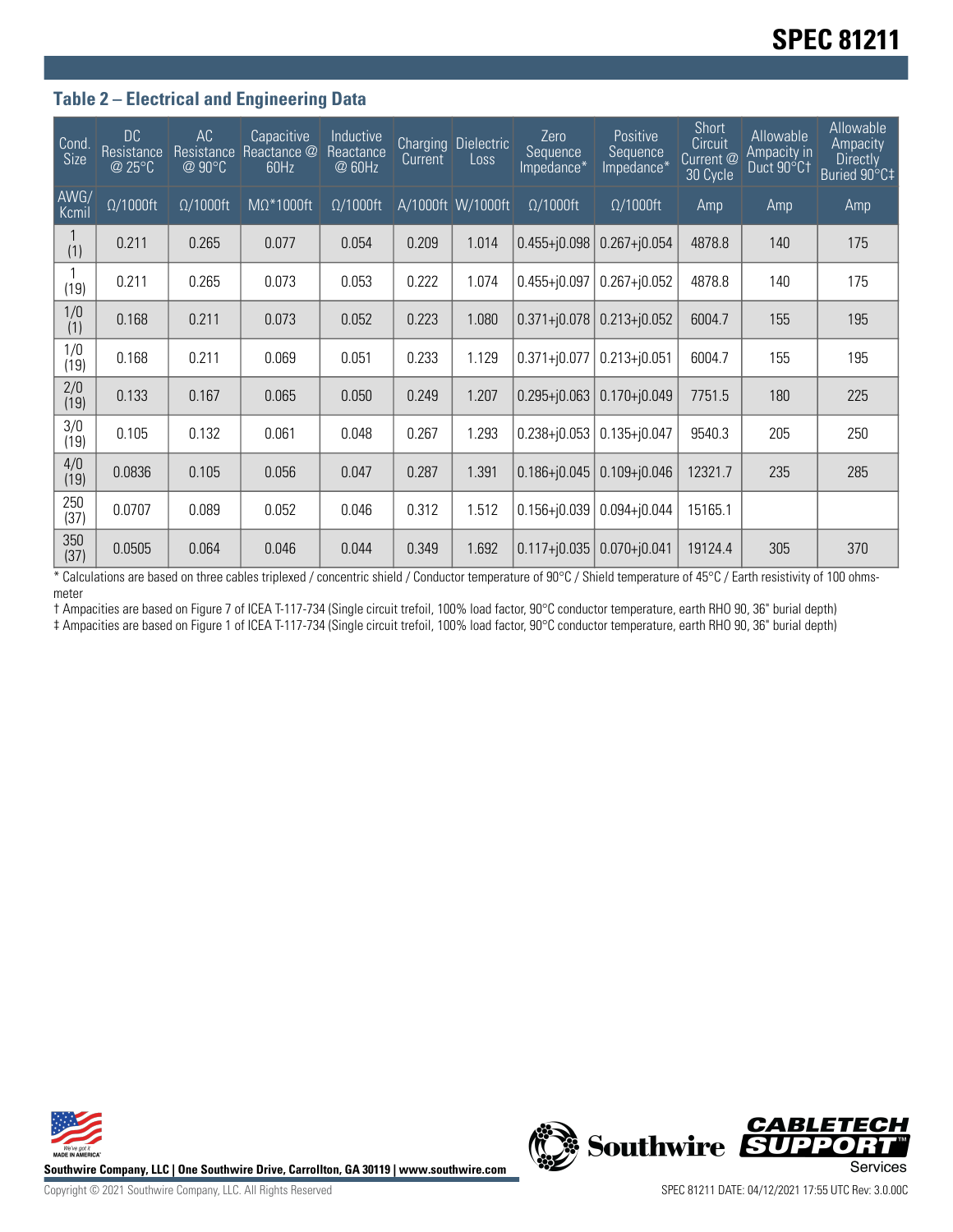## Table 2 – Electrical and Engineering Data

| Cond. Size | DC Resistance @ 25°C | AC Resistance @ 90°C | Capacitive Reactance @ 60Hz | Inductive Reactance @ 60Hz | Charging Current | Dielectric Loss | Zero Sequence Impedance* | Positive Sequence Impedance* | Short Circuit Current @ 30 Cycle | Allowable Ampacity in Duct 90°C† | Allowable Ampacity Directly Buried 90°C‡ |
|---|---|---|---|---|---|---|---|---|---|---|---|
| AWG/ Kcmil | Ω/1000ft | Ω/1000ft | MΩ*1000ft | Ω/1000ft | A/1000ft | W/1000ft | Ω/1000ft | Ω/1000ft | Amp | Amp | Amp |
| 1 (1) | 0.211 | 0.265 | 0.077 | 0.054 | 0.209 | 1.014 | 0.455+j0.098 | 0.267+j0.054 | 4878.8 | 140 | 175 |
| 1 (19) | 0.211 | 0.265 | 0.073 | 0.053 | 0.222 | 1.074 | 0.455+j0.097 | 0.267+j0.052 | 4878.8 | 140 | 175 |
| 1/0 (1) | 0.168 | 0.211 | 0.073 | 0.052 | 0.223 | 1.080 | 0.371+j0.078 | 0.213+j0.052 | 6004.7 | 155 | 195 |
| 1/0 (19) | 0.168 | 0.211 | 0.069 | 0.051 | 0.233 | 1.129 | 0.371+j0.077 | 0.213+j0.051 | 6004.7 | 155 | 195 |
| 2/0 (19) | 0.133 | 0.167 | 0.065 | 0.050 | 0.249 | 1.207 | 0.295+j0.063 | 0.170+j0.049 | 7751.5 | 180 | 225 |
| 3/0 (19) | 0.105 | 0.132 | 0.061 | 0.048 | 0.267 | 1.293 | 0.238+j0.053 | 0.135+j0.047 | 9540.3 | 205 | 250 |
| 4/0 (19) | 0.0836 | 0.105 | 0.056 | 0.047 | 0.287 | 1.391 | 0.186+j0.045 | 0.109+j0.046 | 12321.7 | 235 | 285 |
| 250 (37) | 0.0707 | 0.089 | 0.052 | 0.046 | 0.312 | 1.512 | 0.156+j0.039 | 0.094+j0.044 | 15165.1 | | |
| 350 (37) | 0.0505 | 0.064 | 0.046 | 0.044 | 0.349 | 1.692 | 0.117+j0.035 | 0.070+j0.041 | 19124.4 | 305 | 370 |

* Calculations are based on three cables triplexed / concentric shield / Conductor temperature of 90°C / Shield temperature of 45°C / Earth resistivity of 100 ohms-meter

† Ampacities are based on Figure 7 of ICEA T-117-734 (Single circuit trefoil, 100% load factor, 90°C conductor temperature, earth RHO 90, 36" burial depth)

‡ Ampacities are based on Figure 1 of ICEA T-117-734 (Single circuit trefoil, 100% load factor, 90°C conductor temperature, earth RHO 90, 36" burial depth)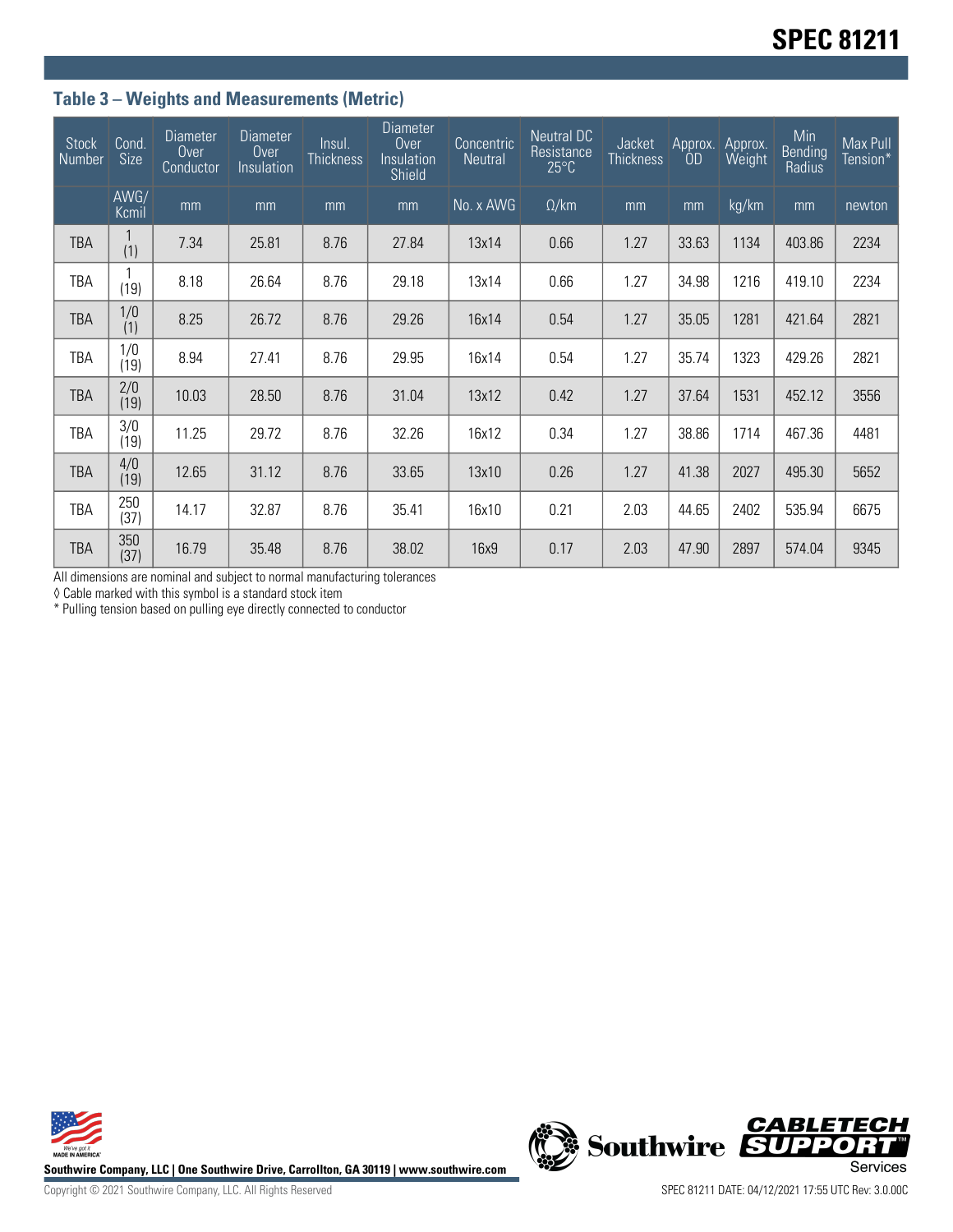### Table 3 – Weights and Measurements (Metric)

| Stock Number | Cond. Size | Diameter Over Conductor | Diameter Over Insulation | Insul. Thickness | Diameter Over Insulation Shield | Concentric Neutral | Neutral DC Resistance 25°C | Jacket Thickness | Approx. OD | Approx. Weight | Min Bending Radius | Max Pull Tension* |
|---|---|---|---|---|---|---|---|---|---|---|---|---|
| | AWG/ Kcmil | mm | mm | mm | mm | No. x AWG | Ω/km | mm | mm | kg/km | mm | newton |
| TBA | 1 (1) | 7.34 | 25.81 | 8.76 | 27.84 | 13x14 | 0.66 | 1.27 | 33.63 | 1134 | 403.86 | 2234 |
| TBA | 1 (19) | 8.18 | 26.64 | 8.76 | 29.18 | 13x14 | 0.66 | 1.27 | 34.98 | 1216 | 419.10 | 2234 |
| TBA | 1/0 (1) | 8.25 | 26.72 | 8.76 | 29.26 | 16x14 | 0.54 | 1.27 | 35.05 | 1281 | 421.64 | 2821 |
| TBA | 1/0 (19) | 8.94 | 27.41 | 8.76 | 29.95 | 16x14 | 0.54 | 1.27 | 35.74 | 1323 | 429.26 | 2821 |
| TBA | 2/0 (19) | 10.03 | 28.50 | 8.76 | 31.04 | 13x12 | 0.42 | 1.27 | 37.64 | 1531 | 452.12 | 3556 |
| TBA | 3/0 (19) | 11.25 | 29.72 | 8.76 | 32.26 | 16x12 | 0.34 | 1.27 | 38.86 | 1714 | 467.36 | 4481 |
| TBA | 4/0 (19) | 12.65 | 31.12 | 8.76 | 33.65 | 13x10 | 0.26 | 1.27 | 41.38 | 2027 | 495.30 | 5652 |
| TBA | 250 (37) | 14.17 | 32.87 | 8.76 | 35.41 | 16x10 | 0.21 | 2.03 | 44.65 | 2402 | 535.94 | 6675 |
| TBA | 350 (37) | 16.79 | 35.48 | 8.76 | 38.02 | 16x9 | 0.17 | 2.03 | 47.90 | 2897 | 574.04 | 9345 |

All dimensions are nominal and subject to normal manufacturing tolerances

◊ Cable marked with this symbol is a standard stock item

* Pulling tension based on pulling eye directly connected to conductor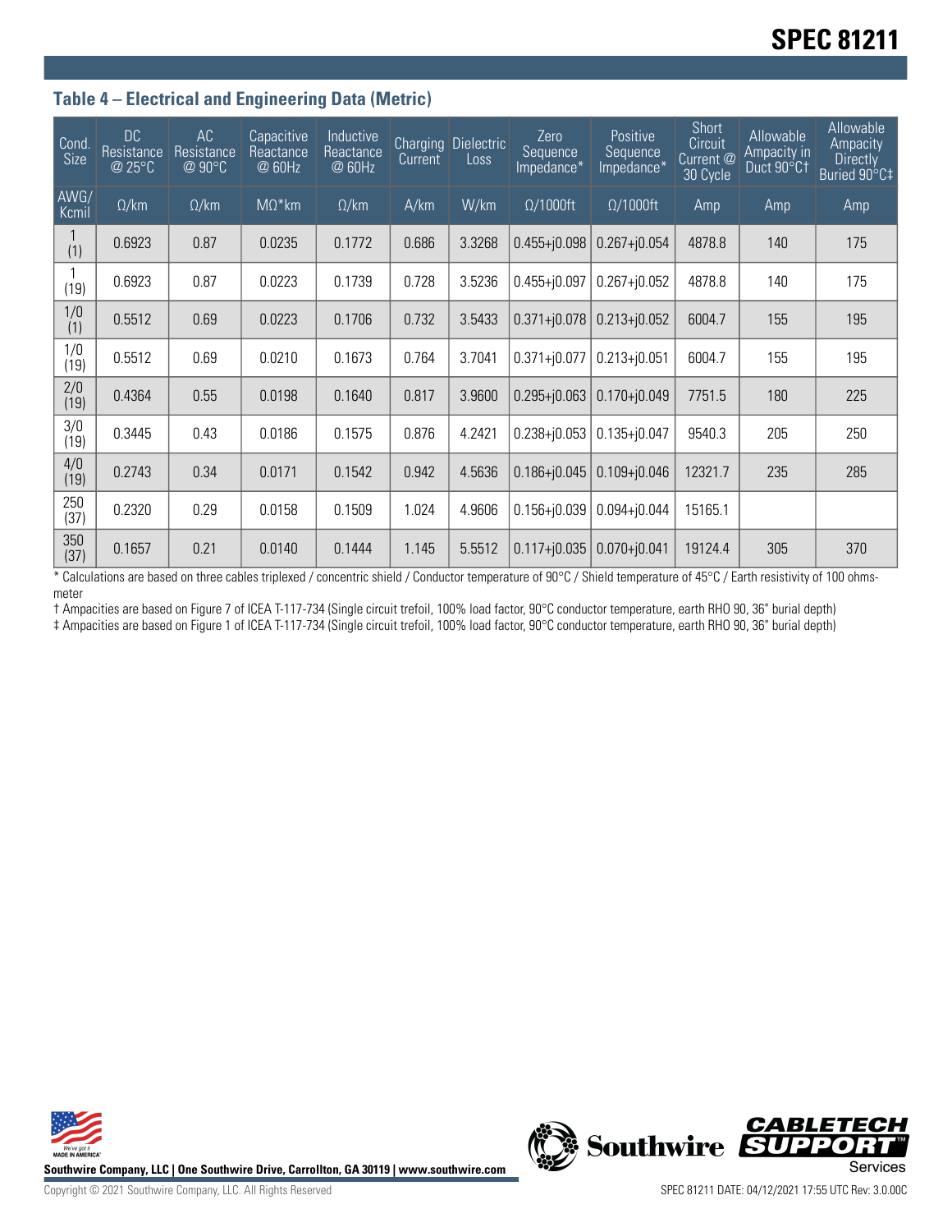## Table 4 – Electrical and Engineering Data (Metric)

| Cond. Size | DC Resistance @ 25°C | AC Resistance @ 90°C | Capacitive Reactance @ 60Hz | Inductive Reactance @ 60Hz | Charging Current | Dielectric Loss | Zero Sequence Impedance* | Positive Sequence Impedance* | Short Circuit Current @ 30 Cycle | Allowable Ampacity in Duct 90°C† | Allowable Ampacity Directly Buried 90°C‡ |
|---|---|---|---|---|---|---|---|---|---|---|---|
| AWG/ Kcmil | Ω/km | Ω/km | MΩ*km | Ω/km | A/km | W/km | Ω/1000ft | Ω/1000ft | Amp | Amp | Amp |
| 1 (1) | 0.6923 | 0.87 | 0.0235 | 0.1772 | 0.686 | 3.3268 | 0.455+j0.098 | 0.267+j0.054 | 4878.8 | 140 | 175 |
| 1 (19) | 0.6923 | 0.87 | 0.0223 | 0.1739 | 0.728 | 3.5236 | 0.455+j0.097 | 0.267+j0.052 | 4878.8 | 140 | 175 |
| 1/0 (1) | 0.5512 | 0.69 | 0.0223 | 0.1706 | 0.732 | 3.5433 | 0.371+j0.078 | 0.213+j0.052 | 6004.7 | 155 | 195 |
| 1/0 (19) | 0.5512 | 0.69 | 0.0210 | 0.1673 | 0.764 | 3.7041 | 0.371+j0.077 | 0.213+j0.051 | 6004.7 | 155 | 195 |
| 2/0 (19) | 0.4364 | 0.55 | 0.0198 | 0.1640 | 0.817 | 3.9600 | 0.295+j0.063 | 0.170+j0.049 | 7751.5 | 180 | 225 |
| 3/0 (19) | 0.3445 | 0.43 | 0.0186 | 0.1575 | 0.876 | 4.2421 | 0.238+j0.053 | 0.135+j0.047 | 9540.3 | 205 | 250 |
| 4/0 (19) | 0.2743 | 0.34 | 0.0171 | 0.1542 | 0.942 | 4.5636 | 0.186+j0.045 | 0.109+j0.046 | 12321.7 | 235 | 285 |
| 250 (37) | 0.2320 | 0.29 | 0.0158 | 0.1509 | 1.024 | 4.9606 | 0.156+j0.039 | 0.094+j0.044 | 15165.1 | | |
| 350 (37) | 0.1657 | 0.21 | 0.0140 | 0.1444 | 1.145 | 5.5512 | 0.117+j0.035 | 0.070+j0.041 | 19124.4 | 305 | 370 |

* Calculations are based on three cables triplexed / concentric shield / Conductor temperature of 90°C / Shield temperature of 45°C / Earth resistivity of 100 ohms-meter

† Ampacities are based on Figure 7 of ICEA T-117-734 (Single circuit trefoil, 100% load factor, 90°C conductor temperature, earth RHO 90, 36" burial depth)

‡ Ampacities are based on Figure 1 of ICEA T-117-734 (Single circuit trefoil, 100% load factor, 90°C conductor temperature, earth RHO 90, 36" burial depth)

Southwire Company, LLC | One Southwire Drive, Carrollton, GA 30119 | www.southwire.com

Copyright © 2021 Southwire Company, LLC. All Rights Reserved

SPEC 81211 DATE: 04/12/2021 17:55 UTC Rev: 3.0.00C